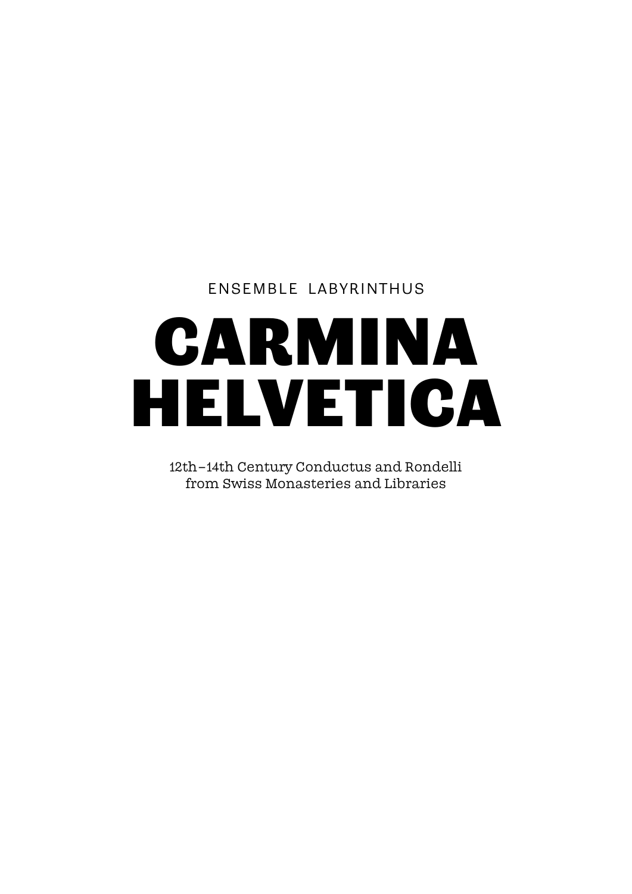ENSEMBLE LABYRINTHUS

# CARMINA HELVETICA

12th–14th Century Conductus and Rondelli
from Swiss Monasteries and Libraries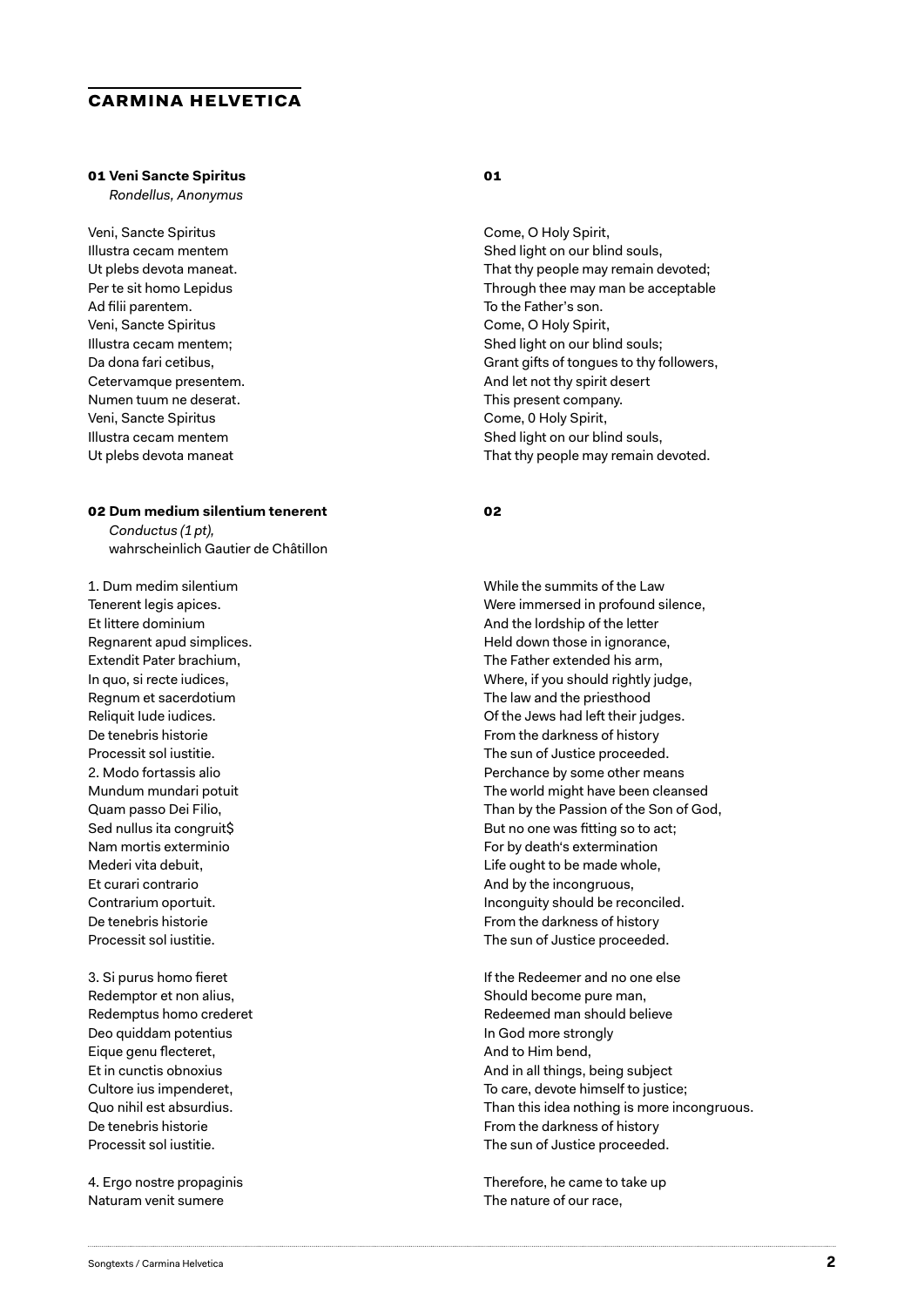## CARMINA HELVETICA

**01 Veni Sancte Spiritus**
*Rondellus, Anonymus*

Veni, Sancte Spiritus
Illustra cecam mentem
Ut plebs devota maneat.
Per te sit homo Lepidus
Ad filii parentem.
Veni, Sancte Spiritus
Illustra cecam mentem;
Da dona fari cetibus,
Cetervamque presentem.
Numen tuum ne deserat.
Veni, Sancte Spiritus
Illustra cecam mentem
Ut plebs devota maneat

**01**

Come, O Holy Spirit,
Shed light on our blind souls,
That thy people may remain devoted;
Through thee may man be acceptable
To the Father's son.
Come, O Holy Spirit,
Shed light on our blind souls;
Grant gifts of tongues to thy followers,
And let not thy spirit desert
This present company.
Come, 0 Holy Spirit,
Shed light on our blind souls,
That thy people may remain devoted.

**02 Dum medium silentium tenerent**
*Conductus (1 pt),*
wahrscheinlich Gautier de Châtillon

1. Dum medim silentium
Tenerent legis apices.
Et littere dominium
Regnarent apud simplices.
Extendit Pater brachium,
In quo, si recte iudices,
Regnum et sacerdotium
Reliquit Iude iudices.
De tenebris historie
Processit sol iustitie.
2. Modo fortassis alio
Mundum mundari potuit
Quam passo Dei Filio,
Sed nullus ita congruit$
Nam mortis exterminio
Mederi vita debuit,
Et curari contrario
Contrarium oportuit.
De tenebris historie
Processit sol iustitie.

3. Si purus homo fieret
Redemptor et non alius,
Redemptus homo crederet
Deo quiddam potentius
Eique genu flecteret,
Et in cunctis obnoxius
Cultore ius impenderet,
Quo nihil est absurdius.
De tenebris historie
Processit sol iustitie.

4. Ergo nostre propaginis
Naturam venit sumere

**02**

While the summits of the Law
Were immersed in profound silence,
And the lordship of the letter
Held down those in ignorance,
The Father extended his arm,
Where, if you should rightly judge,
The law and the priesthood
Of the Jews had left their judges.
From the darkness of history
The sun of Justice proceeded.
Perchance by some other means
The world might have been cleansed
Than by the Passion of the Son of God,
But no one was fitting so to act;
For by death's extermination
Life ought to be made whole,
And by the incongruous,
Inconguity should be reconciled.
From the darkness of history
The sun of Justice proceeded.

If the Redeemer and no one else
Should become pure man,
Redeemed man should believe
In God more strongly
And to Him bend,
And in all things, being subject
To care, devote himself to justice;
Than this idea nothing is more incongruous.
From the darkness of history
The sun of Justice proceeded.

Therefore, he came to take up
The nature of our race,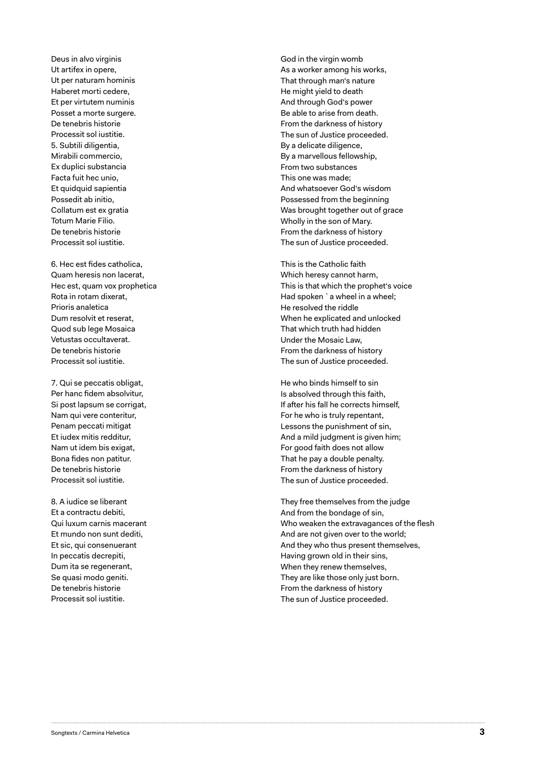Deus in alvo virginis
Ut artifex in opere,
Ut per naturam hominis
Haberet morti cedere,
Et per virtutem numinis
Posset a morte surgere.
De tenebris historie
Processit sol iustitie.
5. Subtili diligentia,
Mirabili commercio,
Ex duplici substancia
Facta fuit hec unio,
Et quidquid sapientia
Possedit ab initio,
Collatum est ex gratia
Totum Marie Filio.
De tenebris historie
Processit sol iustitie.

God in the virgin womb
As a worker among his works,
That through man's nature
He might yield to death
And through God's power
Be able to arise from death.
From the darkness of history
The sun of Justice proceeded.
By a delicate diligence,
By a marvellous fellowship,
From two substances
This one was made;
And whatsoever God's wisdom
Possessed from the beginning
Was brought together out of grace
Wholly in the son of Mary.
From the darkness of history
The sun of Justice proceeded.

6. Hec est fides catholica,
Quam heresis non lacerat,
Hec est, quam vox prophetica
Rota in rotam dixerat,
Prioris analetica
Dum resolvit et reserat,
Quod sub lege Mosaica
Vetustas occultaverat.
De tenebris historie
Processit sol iustitie.

This is the Catholic faith
Which heresy cannot harm,
This is that which the prophet's voice
Had spoken ` a wheel in a wheel;
He resolved the riddle
When he explicated and unlocked
That which truth had hidden
Under the Mosaic Law,
From the darkness of history
The sun of Justice proceeded.

7. Qui se peccatis obligat,
Per hanc fidem absolvitur,
Si post lapsum se corrigat,
Nam qui vere conteritur,
Penam peccati mitigat
Et iudex mitis redditur,
Nam ut idem bis exigat,
Bona fides non patitur.
De tenebris historie
Processit sol iustitie.

He who binds himself to sin
Is absolved through this faith,
If after his fall he corrects himself,
For he who is truly repentant,
Lessons the punishment of sin,
And a mild judgment is given him;
For good faith does not allow
That he pay a double penalty.
From the darkness of history
The sun of Justice proceeded.

8. A iudice se liberant
Et a contractu debiti,
Qui luxum carnis macerant
Et mundo non sunt dediti,
Et sic, qui consenuerant
In peccatis decrepiti,
Dum ita se regenerant,
Se quasi modo geniti.
De tenebris historie
Processit sol iustitie.

They free themselves from the judge
And from the bondage of sin,
Who weaken the extravagances of the flesh
And are not given over to the world;
And they who thus present themselves,
Having grown old in their sins,
When they renew themselves,
They are like those only just born.
From the darkness of history
The sun of Justice proceeded.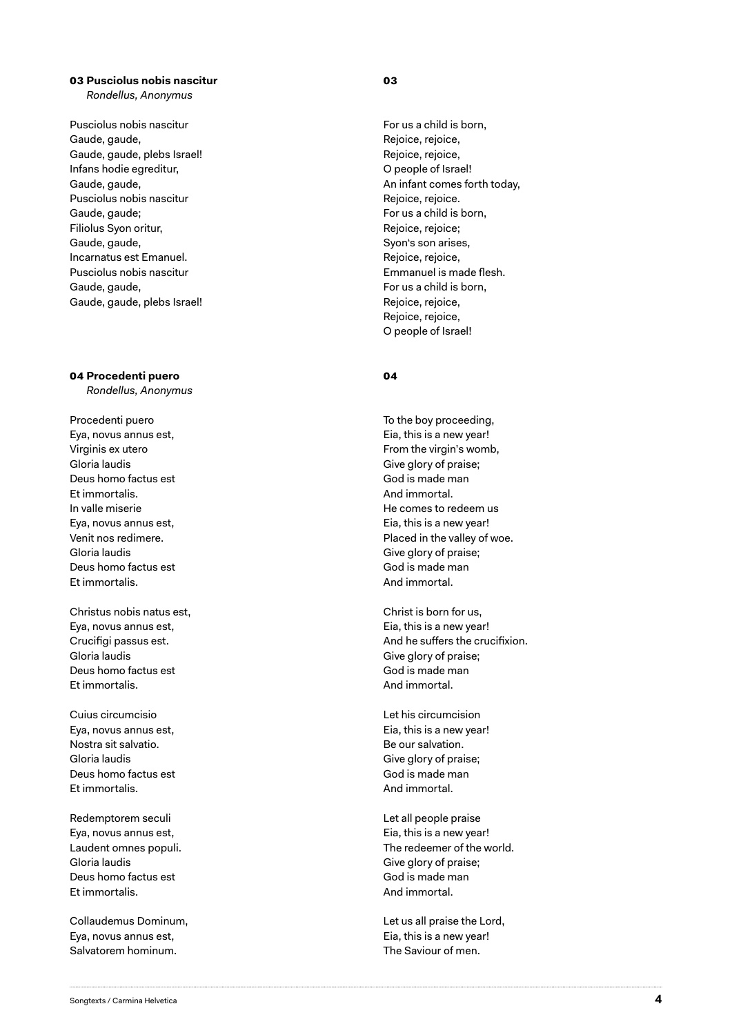**03 Pusciolus nobis nascitur**
*Rondellus, Anonymus*

Pusciolus nobis nascitur
Gaude, gaude,
Gaude, gaude, plebs Israel!
Infans hodie egreditur,
Gaude, gaude,
Pusciolus nobis nascitur
Gaude, gaude;
Filiolus Syon oritur,
Gaude, gaude,
Incarnatus est Emanuel.
Pusciolus nobis nascitur
Gaude, gaude,
Gaude, gaude, plebs Israel!

**03**

For us a child is born,
Rejoice, rejoice,
Rejoice, rejoice,
O people of Israel!
An infant comes forth today,
Rejoice, rejoice.
For us a child is born,
Rejoice, rejoice;
Syon's son arises,
Rejoice, rejoice,
Emmanuel is made flesh.
For us a child is born,
Rejoice, rejoice,
Rejoice, rejoice,
O people of Israel!

**04 Procedenti puero**
*Rondellus, Anonymus*

Procedenti puero
Eya, novus annus est,
Virginis ex utero
Gloria laudis
Deus homo factus est
Et immortalis.
In valle miserie
Eya, novus annus est,
Venit nos redimere.
Gloria laudis
Deus homo factus est
Et immortalis.

Christus nobis natus est,
Eya, novus annus est,
Crucifigi passus est.
Gloria laudis
Deus homo factus est
Et immortalis.

Cuius circumcisio
Eya, novus annus est,
Nostra sit salvatio.
Gloria laudis
Deus homo factus est
Et immortalis.

Redemptorem seculi
Eya, novus annus est,
Laudent omnes populi.
Gloria laudis
Deus homo factus est
Et immortalis.

Collaudemus Dominum,
Eya, novus annus est,
Salvatorem hominum.

**04**

To the boy proceeding,
Eia, this is a new year!
From the virgin's womb,
Give glory of praise;
God is made man
And immortal.
He comes to redeem us
Eia, this is a new year!
Placed in the valley of woe.
Give glory of praise;
God is made man
And immortal.

Christ is born for us,
Eia, this is a new year!
And he suffers the crucifixion.
Give glory of praise;
God is made man
And immortal.

Let his circumcision
Eia, this is a new year!
Be our salvation.
Give glory of praise;
God is made man
And immortal.

Let all people praise
Eia, this is a new year!
The redeemer of the world.
Give glory of praise;
God is made man
And immortal.

Let us all praise the Lord,
Eia, this is a new year!
The Saviour of men.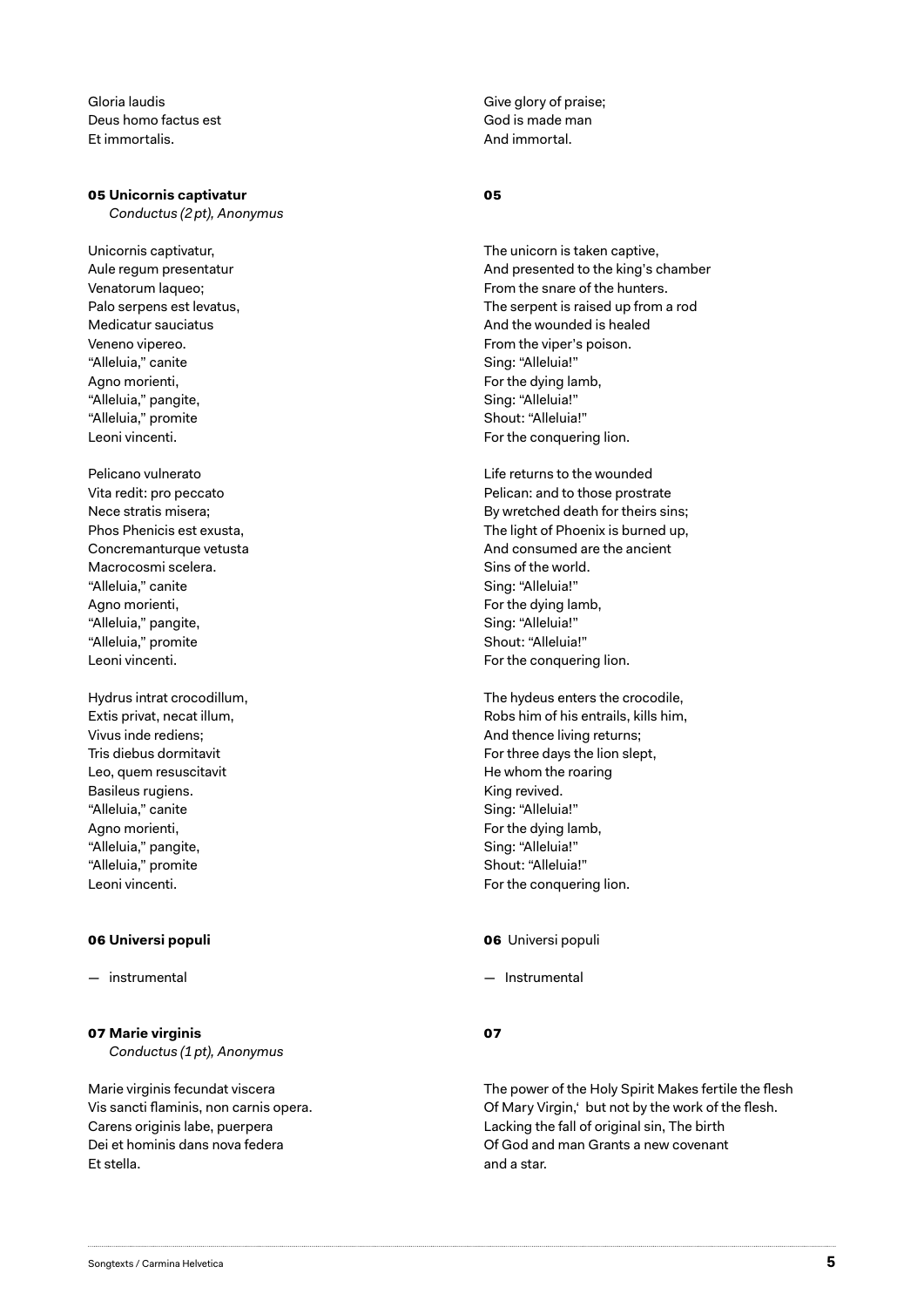Gloria laudis
Deus homo factus est
Et immortalis.

Give glory of praise;
God is made man
And immortal.

**05 Unicornis captivatur**
*Conductus (2 pt), Anonymus*

Unicornis captivatur,
Aule regum presentatur
Venatorum laqueo;
Palo serpens est levatus,
Medicatur sauciatus
Veneno vipereo.
"Alleluia," canite
Agno morienti,
"Alleluia," pangite,
"Alleluia," promite
Leoni vincenti.

Pelicano vulnerato
Vita redit: pro peccato
Nece stratis misera;
Phos Phenicis est exusta,
Concremanturque vetusta
Macrocosmi scelera.
"Alleluia," canite
Agno morienti,
"Alleluia," pangite,
"Alleluia," promite
Leoni vincenti.

Hydrus intrat crocodillum,
Extis privat, necat illum,
Vivus inde rediens;
Tris diebus dormitavit
Leo, quem resuscitavit
Basileus rugiens.
"Alleluia," canite
Agno morienti,
"Alleluia," pangite,
"Alleluia," promite
Leoni vincenti.

**05**

The unicorn is taken captive,
And presented to the king's chamber
From the snare of the hunters.
The serpent is raised up from a rod
And the wounded is healed
From the viper's poison.
Sing: "Alleluia!"
For the dying lamb,
Sing: "Alleluia!"
Shout: "Alleluia!"
For the conquering lion.

Life returns to the wounded
Pelican: and to those prostrate
By wretched death for theirs sins;
The light of Phoenix is burned up,
And consumed are the ancient
Sins of the world.
Sing: "Alleluia!"
For the dying lamb,
Sing: "Alleluia!"
Shout: "Alleluia!"
For the conquering lion.

The hydeus enters the crocodile,
Robs him of his entrails, kills him,
And thence living returns;
For three days the lion slept,
He whom the roaring
King revived.
Sing: "Alleluia!"
For the dying lamb,
Sing: "Alleluia!"
Shout: "Alleluia!"
For the conquering lion.

**06 Universi populi**

— instrumental

**06** Universi populi

— Instrumental

**07 Marie virginis**
*Conductus (1 pt), Anonymus*

Marie virginis fecundat viscera
Vis sancti flaminis, non carnis opera.
Carens originis labe, puerpera
Dei et hominis dans nova federa
Et stella.

**07**

The power of the Holy Spirit Makes fertile the flesh
Of Mary Virgin,' but not by the work of the flesh.
Lacking the fall of original sin, The birth
Of God and man Grants a new covenant
and a star.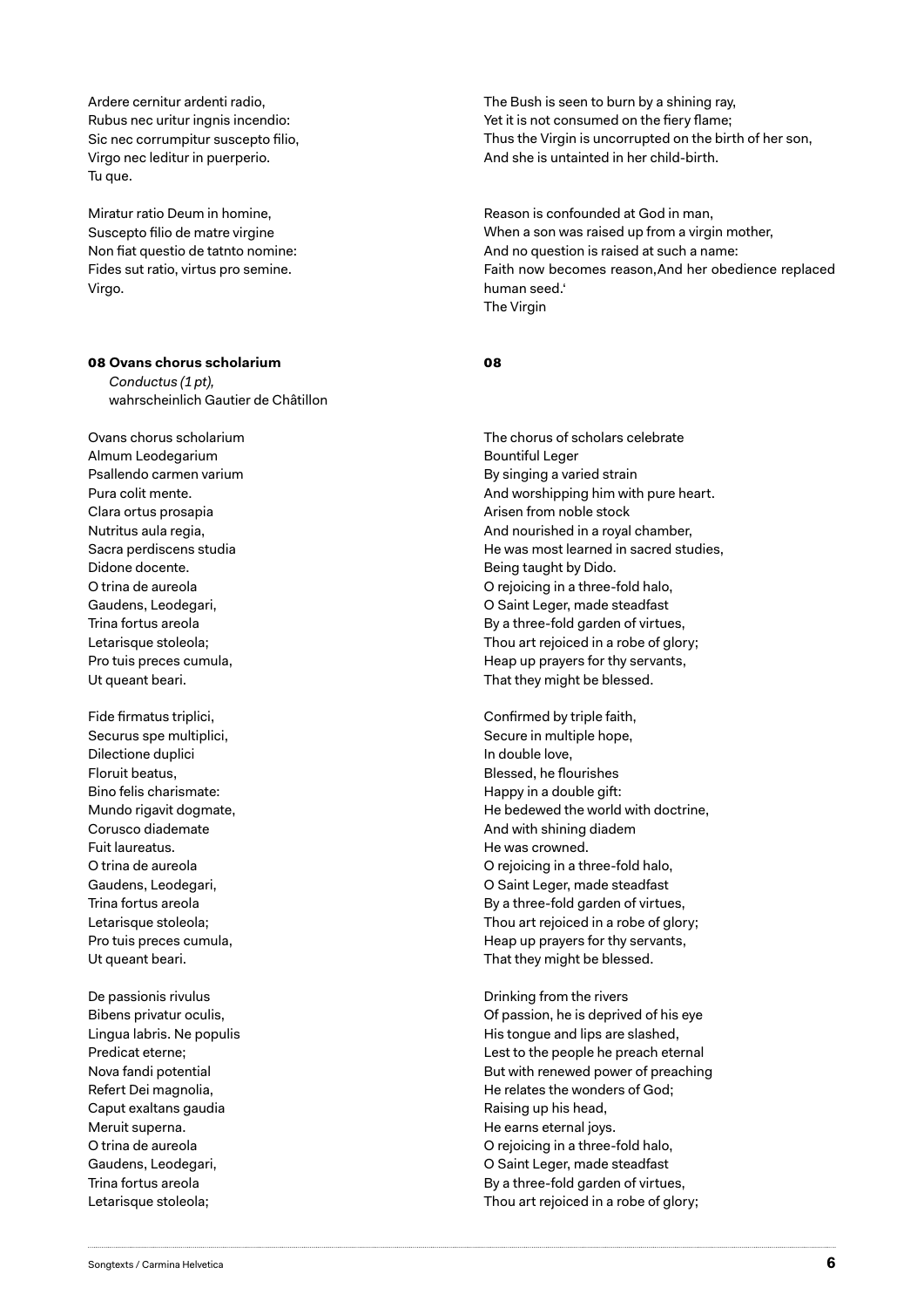Ardere cernitur ardenti radio,
Rubus nec uritur ingnis incendio:
Sic nec corrumpitur suscepto filio,
Virgo nec leditur in puerperio.
Tu que.

The Bush is seen to burn by a shining ray,
Yet it is not consumed on the fiery flame;
Thus the Virgin is uncorrupted on the birth of her son,
And she is untainted in her child-birth.

Miratur ratio Deum in homine,
Suscepto filio de matre virgine
Non fiat questio de tatnto nomine:
Fides sut ratio, virtus pro semine.
Virgo.

Reason is confounded at God in man,
When a son was raised up from a virgin mother,
And no question is raised at such a name:
Faith now becomes reason,And her obedience replaced human seed.'
The Virgin

**08 Ovans chorus scholarium**
*Conductus (1 pt),*
wahrscheinlich Gautier de Châtillon

**08**

Ovans chorus scholarium
Almum Leodegarium
Psallendo carmen varium
Pura colit mente.
Clara ortus prosapia
Nutritus aula regia,
Sacra perdiscens studia
Didone docente.
O trina de aureola
Gaudens, Leodegari,
Trina fortus areola
Letarisque stoleola;
Pro tuis preces cumula,
Ut queant beari.

The chorus of scholars celebrate
Bountiful Leger
By singing a varied strain
And worshipping him with pure heart.
Arisen from noble stock
And nourished in a royal chamber,
He was most learned in sacred studies,
Being taught by Dido.
O rejoicing in a three-fold halo,
O Saint Leger, made steadfast
By a three-fold garden of virtues,
Thou art rejoiced in a robe of glory;
Heap up prayers for thy servants,
That they might be blessed.

Fide firmatus triplici,
Securus spe multiplici,
Dilectione duplici
Floruit beatus,
Bino felis charismate:
Mundo rigavit dogmate,
Corusco diademate
Fuit laureatus.
O trina de aureola
Gaudens, Leodegari,
Trina fortus areola
Letarisque stoleola;
Pro tuis preces cumula,
Ut queant beari.

Confirmed by triple faith,
Secure in multiple hope,
In double love,
Blessed, he flourishes
Happy in a double gift:
He bedewed the world with doctrine,
And with shining diadem
He was crowned.
O rejoicing in a three-fold halo,
O Saint Leger, made steadfast
By a three-fold garden of virtues,
Thou art rejoiced in a robe of glory;
Heap up prayers for thy servants,
That they might be blessed.

De passionis rivulus
Bibens privatur oculis,
Lingua labris. Ne populis
Predicat eterne;
Nova fandi potential
Refert Dei magnolia,
Caput exaltans gaudia
Meruit superna.
O trina de aureola
Gaudens, Leodegari,
Trina fortus areola
Letarisque stoleola;

Drinking from the rivers
Of passion, he is deprived of his eye
His tongue and lips are slashed,
Lest to the people he preach eternal
But with renewed power of preaching
He relates the wonders of God;
Raising up his head,
He earns eternal joys.
O rejoicing in a three-fold halo,
O Saint Leger, made steadfast
By a three-fold garden of virtues,
Thou art rejoiced in a robe of glory;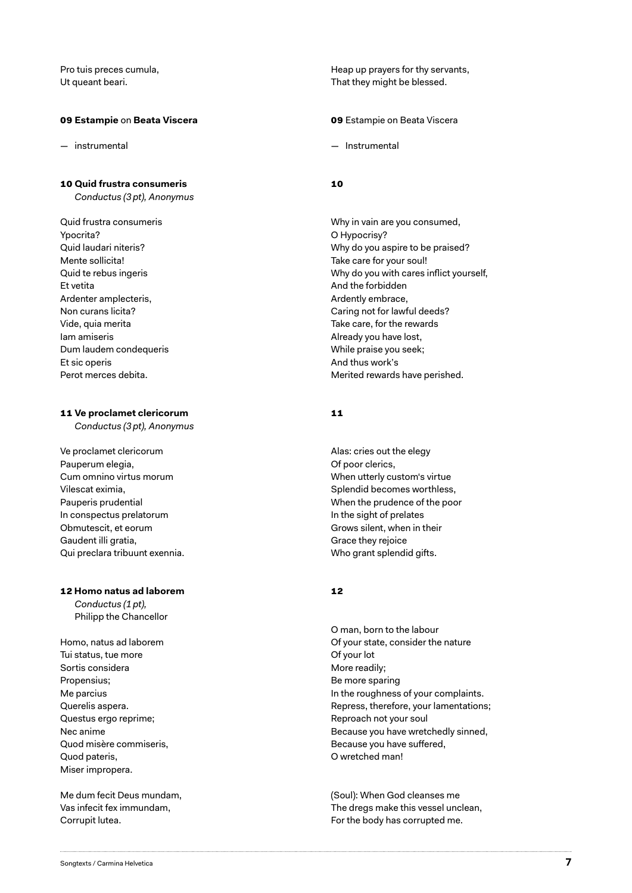Pro tuis preces cumula,
Ut queant beari.

Heap up prayers for thy servants,
That they might be blessed.

**09 Estampie** on **Beata Viscera**

— instrumental

**09** Estampie on Beata Viscera

— Instrumental

**10 Quid frustra consumeris**
*Conductus (3 pt), Anonymus*

Quid frustra consumeris
Ypocrita?
Quid laudari niteris?
Mente sollicita!
Quid te rebus ingeris
Et vetita
Ardenter amplecteris,
Non curans licita?
Vide, quia merita
Iam amiseris
Dum laudem condequeris
Et sic operis
Perot merces debita.

**10**

Why in vain are you consumed,
O Hypocrisy?
Why do you aspire to be praised?
Take care for your soul!
Why do you with cares inflict yourself,
And the forbidden
Ardently embrace,
Caring not for lawful deeds?
Take care, for the rewards
Already you have lost,
While praise you seek;
And thus work's
Merited rewards have perished.

**11 Ve proclamet clericorum**
*Conductus (3 pt), Anonymus*

Ve proclamet clericorum
Pauperum elegia,
Cum omnino virtus morum
Vilescat eximia,
Pauperis prudential
In conspectus prelatorum
Obmutescit, et eorum
Gaudent illi gratia,
Qui preclara tribuunt exennia.

**11**

Alas: cries out the elegy
Of poor clerics,
When utterly custom's virtue
Splendid becomes worthless,
When the prudence of the poor
In the sight of prelates
Grows silent, when in their
Grace they rejoice
Who grant splendid gifts.

**12 Homo natus ad laborem**
*Conductus (1 pt),*
Philipp the Chancellor

Homo, natus ad laborem
Tui status, tue more
Sortis considera
Propensius;
Me parcius
Querelis aspera.
Questus ergo reprime;
Nec anime
Quod misère commiseris,
Quod pateris,
Miser impropera.

Me dum fecit Deus mundam,
Vas infecit fex immundam,
Corrupit lutea.

**12**

O man, born to the labour
Of your state, consider the nature
Of your lot
More readily;
Be more sparing
In the roughness of your complaints.
Repress, therefore, your lamentations;
Reproach not your soul
Because you have wretchedly sinned,
Because you have suffered,
O wretched man!

(Soul): When God cleanses me
The dregs make this vessel unclean,
For the body has corrupted me.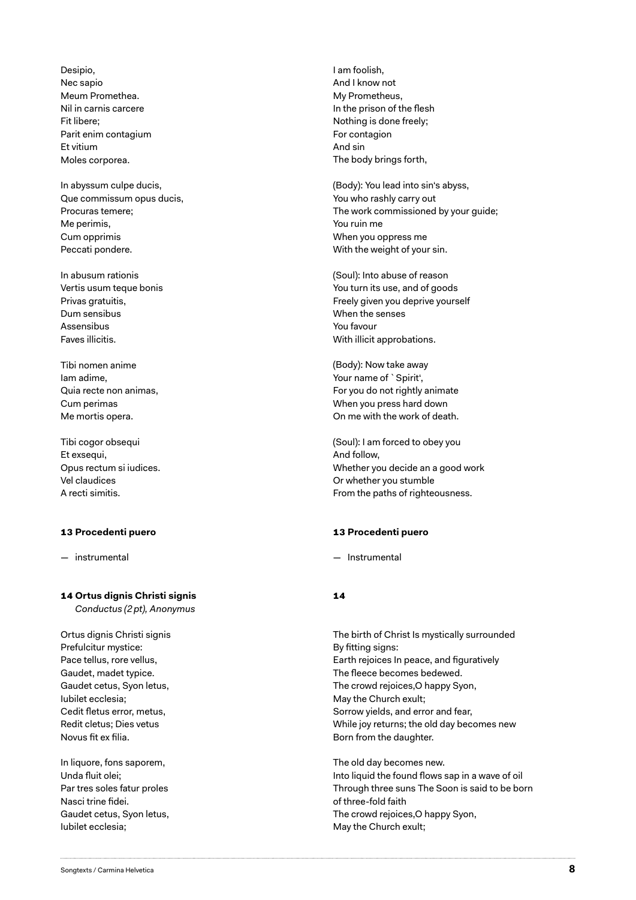Desipio,
Nec sapio
Meum Promethea.
Nil in carnis carcere
Fit libere;
Parit enim contagium
Et vitium
Moles corporea.

I am foolish,
And I know not
My Prometheus,
In the prison of the flesh
Nothing is done freely;
For contagion
And sin
The body brings forth,

In abyssum culpe ducis,
Que commissum opus ducis,
Procuras temere;
Me perimis,
Cum opprimis
Peccati pondere.

(Body): You lead into sin's abyss,
You who rashly carry out
The work commissioned by your guide;
You ruin me
When you oppress me
With the weight of your sin.

In abusum rationis
Vertis usum teque bonis
Privas gratuitis,
Dum sensibus
Assensibus
Faves illicitis.

(Soul): Into abuse of reason
You turn its use, and of goods
Freely given you deprive yourself
When the senses
You favour
With illicit approbations.

Tibi nomen anime
Iam adime,
Quia recte non animas,
Cum perimas
Me mortis opera.

(Body): Now take away
Your name of `Spirit',
For you do not rightly animate
When you press hard down
On me with the work of death.

Tibi cogor obsequi
Et exsequi,
Opus rectum si iudices.
Vel claudices
A recti simitis.

(Soul): I am forced to obey you
And follow,
Whether you decide an a good work
Or whether you stumble
From the paths of righteousness.

**13 Procedenti puero**

— instrumental

**13 Procedenti puero**

— Instrumental

**14 Ortus dignis Christi signis**
*Conductus (2 pt), Anonymus*

Ortus dignis Christi signis
Prefulcitur mystice:
Pace tellus, rore vellus,
Gaudet, madet typice.
Gaudet cetus, Syon letus,
Iubilet ecclesia;
Cedit fletus error, metus,
Redit cletus; Dies vetus
Novus fit ex filia.

**14**

The birth of Christ Is mystically surrounded
By fitting signs:
Earth rejoices In peace, and figuratively
The fleece becomes bedewed.
The crowd rejoices,O happy Syon,
May the Church exult;
Sorrow yields, and error and fear,
While joy returns; the old day becomes new
Born from the daughter.

In liquore, fons saporem,
Unda fluit olei;
Par tres soles fatur proles
Nasci trine fidei.
Gaudet cetus, Syon letus,
Iubilet ecclesia;

The old day becomes new.
Into liquid the found flows sap in a wave of oil
Through three suns The Soon is said to be born
of three-fold faith
The crowd rejoices,O happy Syon,
May the Church exult;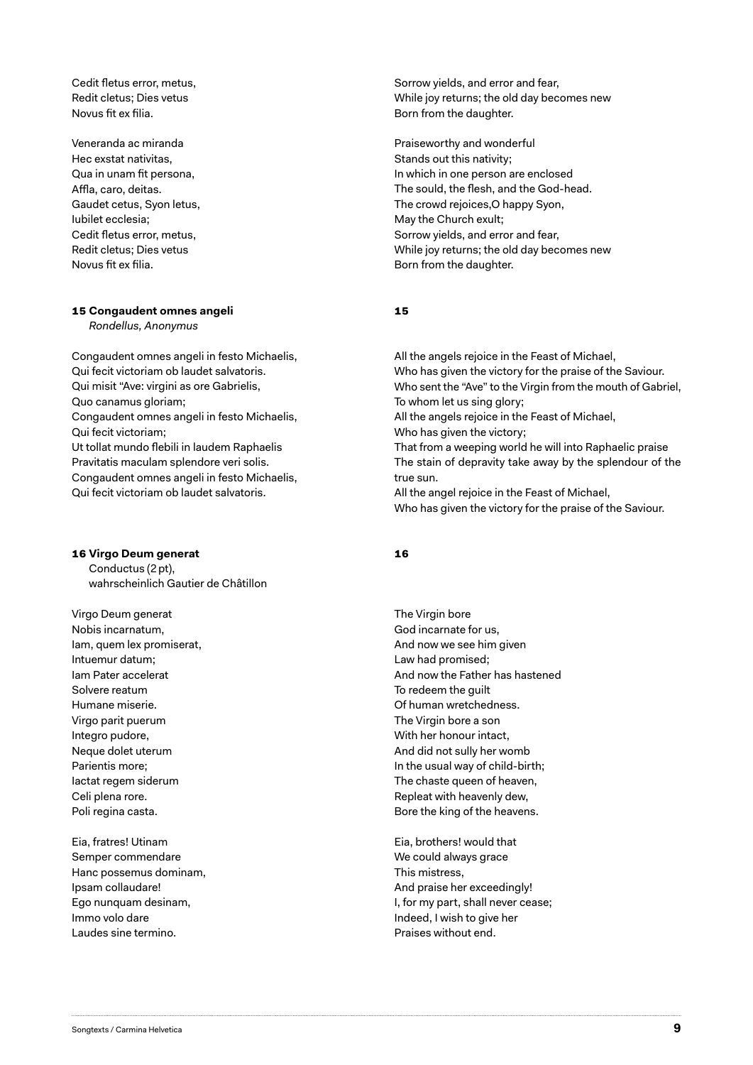Cedit fletus error, metus,
Redit cletus; Dies vetus
Novus fit ex filia.

Sorrow yields, and error and fear,
While joy returns; the old day becomes new
Born from the daughter.

Veneranda ac miranda
Hec exstat nativitas,
Qua in unam fit persona,
Affla, caro, deitas.
Gaudet cetus, Syon letus,
Iubilet ecclesia;
Cedit fletus error, metus,
Redit cletus; Dies vetus
Novus fit ex filia.

Praiseworthy and wonderful
Stands out this nativity;
In which in one person are enclosed
The sould, the flesh, and the God-head.
The crowd rejoices,O happy Syon,
May the Church exult;
Sorrow yields, and error and fear,
While joy returns; the old day becomes new
Born from the daughter.

**15 Congaudent omnes angeli**
*Rondellus, Anonymus*

Congaudent omnes angeli in festo Michaelis,
Qui fecit victoriam ob laudet salvatoris.
Qui misit "Ave: virgini as ore Gabrielis,
Quo canamus gloriam;
Congaudent omnes angeli in festo Michaelis,
Qui fecit victoriam;
Ut tollat mundo flebili in laudem Raphaelis
Pravitatis maculam splendore veri solis.
Congaudent omnes angeli in festo Michaelis,
Qui fecit victoriam ob laudet salvatoris.

**15**

All the angels rejoice in the Feast of Michael,
Who has given the victory for the praise of the Saviour.
Who sent the "Ave" to the Virgin from the mouth of Gabriel,
To whom let us sing glory;
All the angels rejoice in the Feast of Michael,
Who has given the victory;
That from a weeping world he will into Raphaelic praise
The stain of depravity take away by the splendour of the true sun.
All the angel rejoice in the Feast of Michael,
Who has given the victory for the praise of the Saviour.

**16 Virgo Deum generat**
Conductus (2 pt),
wahrscheinlich Gautier de Châtillon

Virgo Deum generat
Nobis incarnatum,
Iam, quem lex promiserat,
Intuemur datum;
Iam Pater accelerat
Solvere reatum
Humane miserie.
Virgo parit puerum
Integro pudore,
Neque dolet uterum
Parientis more;
Iactat regem siderum
Celi plena rore.
Poli regina casta.

Eia, fratres! Utinam
Semper commendare
Hanc possemus dominam,
Ipsam collaudare!
Ego nunquam desinam,
Immo volo dare
Laudes sine termino.

**16**

The Virgin bore
God incarnate for us,
And now we see him given
Law had promised;
And now the Father has hastened
To redeem the guilt
Of human wretchedness.
The Virgin bore a son
With her honour intact,
And did not sully her womb
In the usual way of child-birth;
The chaste queen of heaven,
Repleat with heavenly dew,
Bore the king of the heavens.

Eia, brothers! would that
We could always grace
This mistress,
And praise her exceedingly!
I, for my part, shall never cease;
Indeed, I wish to give her
Praises without end.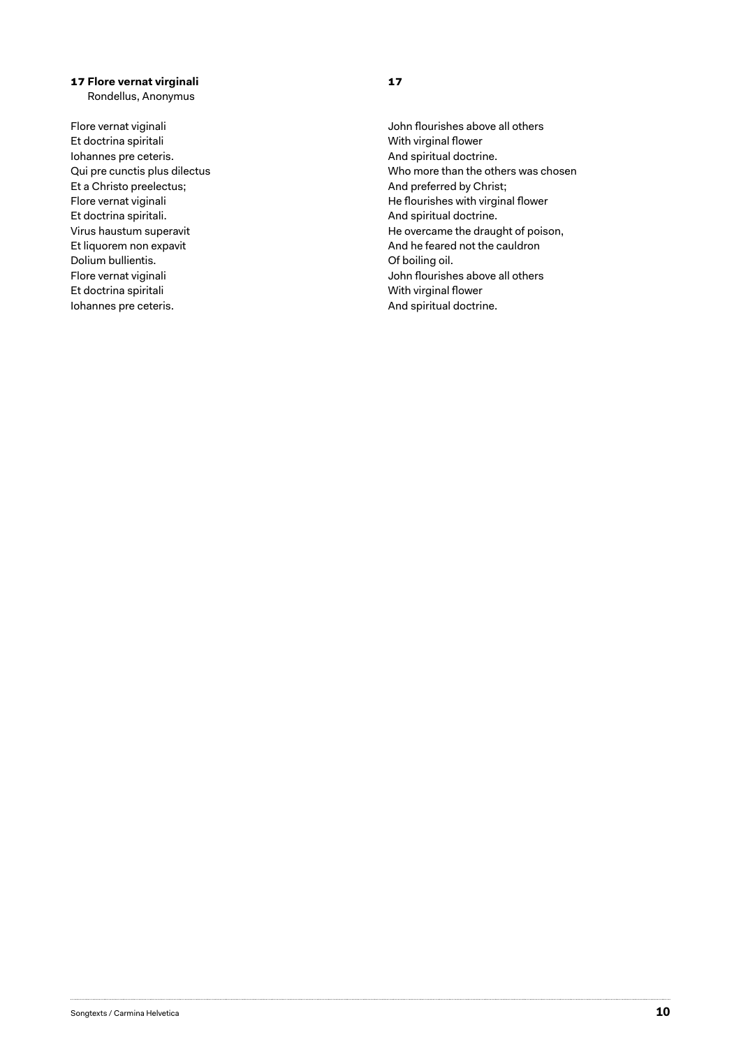**17 Flore vernat virginali**
Rondellus, Anonymus

Flore vernat viginali
Et doctrina spiritali
Iohannes pre ceteris.
Qui pre cunctis plus dilectus
Et a Christo preelectus;
Flore vernat viginali
Et doctrina spiritali.
Virus haustum superavit
Et liquorem non expavit
Dolium bullientis.
Flore vernat viginali
Et doctrina spiritali
Iohannes pre ceteris.

**17**

John flourishes above all others
With virginal flower
And spiritual doctrine.
Who more than the others was chosen
And preferred by Christ;
He flourishes with virginal flower
And spiritual doctrine.
He overcame the draught of poison,
And he feared not the cauldron
Of boiling oil.
John flourishes above all others
With virginal flower
And spiritual doctrine.